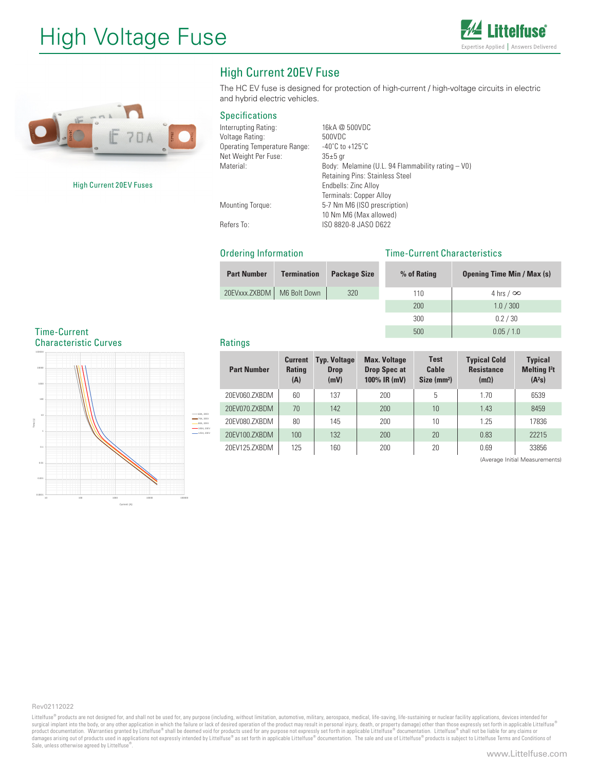# High Voltage Fuse

## High Current 20EV Fuse

The HC EV fuse is designed for protection of high-current / high-voltage circuits in electric and hybrid electric vehicles.

High Current 20EV Fuses

### Specifications

| | |
|---|---|
| Interrupting Rating: | 16kA @ 500VDC |
| Voltage Rating: | 500VDC |
| Operating Temperature Range: | -40˚C to +125˚C |
| Net Weight Per Fuse: | 35±5 gr |
| Material: | Body: Melamine (U.L. 94 Flammability rating – V0)<br>Retaining Pins: Stainless Steel<br>Endbells: Zinc Alloy<br>Terminals: Copper Alloy |
| Mounting Torque: | 5-7 Nm M6 (ISO prescription)<br>10 Nm M6 (Max allowed) |
| Refers To: | ISO 8820-8 JASO D622 |

### Ordering Information

| Part Number | Termination | Package Size |
|---|---|---|
| 20EVxxx.ZXBDM | M6 Bolt Down | 320 |

### Time-Current Characteristics

| % of Rating | Opening Time Min / Max (s) |
|---|---|
| 110 | 4 hrs / ∞ |
| 200 | 1.0 / 300 |
| 300 | 0.2 / 30 |
| 500 | 0.05 / 1.0 |

### Time-Current Characteristic Curves

### Ratings

| Part Number | Current Rating (A) | Typ. Voltage Drop (mV) | Max. Voltage Drop Spec at 100% IR (mV) | Test Cable Size (mm²) | Typical Cold Resistance (mΩ) | Typical Melting I²t (A²s) |
|---|---|---|---|---|---|---|
| 20EV060.ZXBDM | 60 | 137 | 200 | 5 | 1.70 | 6539 |
| 20EV070.ZXBDM | 70 | 142 | 200 | 10 | 1.43 | 8459 |
| 20EV080.ZXBDM | 80 | 145 | 200 | 10 | 1.25 | 17836 |
| 20EV100.ZXBDM | 100 | 132 | 200 | 20 | 0.83 | 22215 |
| 20EV125.ZXBDM | 125 | 160 | 200 | 20 | 0.69 | 33856 |

(Average Initial Measurements)

Rev02112022

Littelfuse® products are not designed for, and shall not be used for, any purpose (including, without limitation, automotive, military, aerospace, medical, life-saving, life-sustaining or nuclear facility applications, devices intended for surgical implant into the body, or any other application in which the failure or lack of desired operation of the product may result in personal injury, death, or property damage) other than those expressly set forth in applicable Littelfuse® product documentation. Warranties granted by Littelfuse® shall be deemed void for products used for any purpose not expressly set forth in applicable Littelfuse® documentation. Littelfuse® shall not be liable for any claims or damages arising out of products used in applications not expressly intended by Littelfuse® as set forth in applicable Littelfuse® documentation. The sale and use of Littelfuse® products is subject to Littelfuse Terms and Conditions of Sale, unless otherwise agreed by Littelfuse®.

www.Littelfuse.com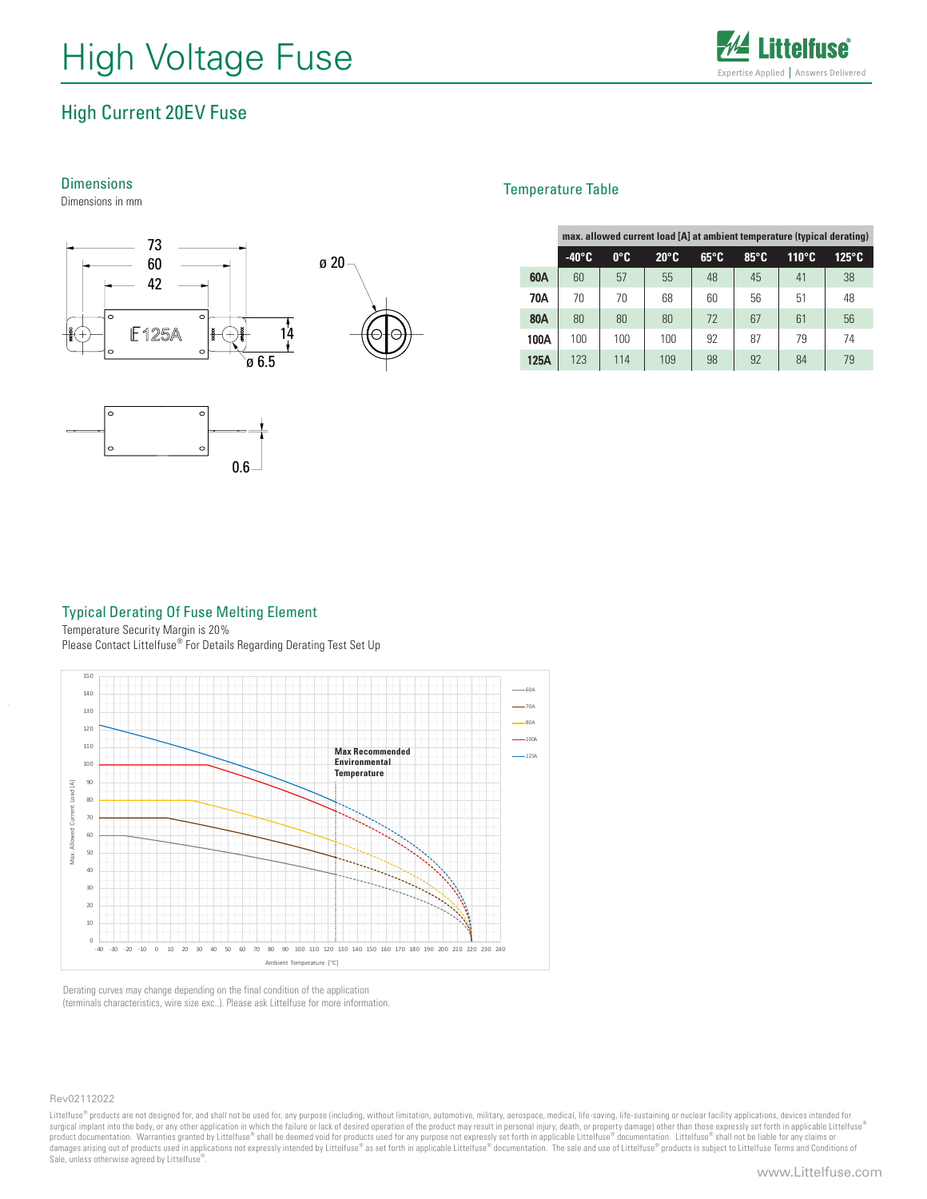# High Voltage Fuse

## High Current 20EV Fuse

### Dimensions

Dimensions in mm

73
60
42
ø 20
E125A
14
ø 6.5
0.6

### Temperature Table

| | max. allowed current load [A] at ambient temperature (typical derating) | | | | | | |
|---|---|---|---|---|---|---|---|
| | -40°C | 0°C | 20°C | 65°C | 85°C | 110°C | 125°C |
| **60A** | 60 | 57 | 55 | 48 | 45 | 41 | 38 |
| **70A** | 70 | 70 | 68 | 60 | 56 | 51 | 48 |
| **80A** | 80 | 80 | 80 | 72 | 67 | 61 | 56 |
| **100A** | 100 | 100 | 100 | 92 | 87 | 79 | 74 |
| **125A** | 123 | 114 | 109 | 98 | 92 | 84 | 79 |

### Typical Derating Of Fuse Melting Element

Temperature Security Margin is 20%

Please Contact Littelfuse® For Details Regarding Derating Test Set Up

Max. Allowed Current Load [A]
150
140
130
120
110
100
90
80
70
60
50
40
30
20
10
0
-40 -30 -20 -10 0 10 20 30 40 50 60 70 80 90 100 110 120 130 140 150 160 170 180 190 200 210 220 230 240
Ambient Temperature [°C]
Max Recommended Environmental Temperature
60A
70A
80A
100A
125A

Derating curves may change depending on the final condition of the application (terminals characteristics, wire size exc..). Please ask Littelfuse for more information.

Rev02112022

Littelfuse® products are not designed for, and shall not be used for, any purpose (including, without limitation, automotive, military, aerospace, medical, life-saving, life-sustaining or nuclear facility applications, devices intended for surgical implant into the body, or any other application in which the failure or lack of desired operation of the product may result in personal injury, death, or property damage) other than those expressly set forth in applicable Littelfuse® product documentation. Warranties granted by Littelfuse® shall be deemed void for products used for any purpose not expressly set forth in applicable Littelfuse® documentation. Littelfuse® shall not be liable for any claims or damages arising out of products used in applications not expressly intended by Littelfuse® as set forth in applicable Littelfuse® documentation. The sale and use of Littelfuse® products is subject to Littelfuse Terms and Conditions of Sale, unless otherwise agreed by Littelfuse®.